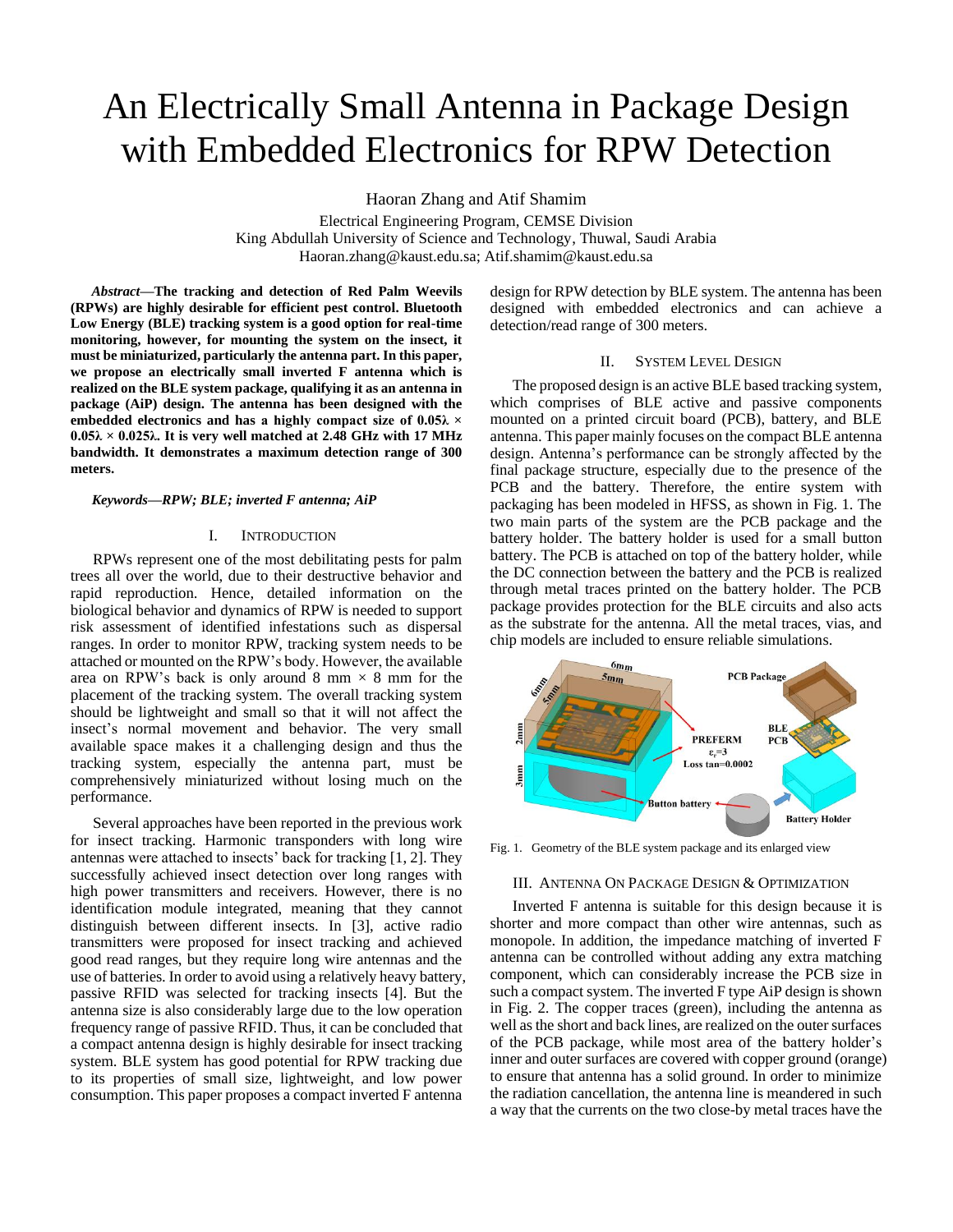# An Electrically Small Antenna in Package Design with Embedded Electronics for RPW Detection

Haoran Zhang and Atif Shamim

Electrical Engineering Program, CEMSE Division
King Abdullah University of Science and Technology, Thuwal, Saudi Arabia
Haoran.zhang@kaust.edu.sa; Atif.shamim@kaust.edu.sa

***Abstract*—The tracking and detection of Red Palm Weevils (RPWs) are highly desirable for efficient pest control. Bluetooth Low Energy (BLE) tracking system is a good option for real-time monitoring, however, for mounting the system on the insect, it must be miniaturized, particularly the antenna part. In this paper, we propose an electrically small inverted F antenna which is realized on the BLE system package, qualifying it as an antenna in package (AiP) design. The antenna has been designed with the embedded electronics and has a highly compact size of 0.05λ × 0.05λ × 0.025λ. It is very well matched at 2.48 GHz with 17 MHz bandwidth. It demonstrates a maximum detection range of 300 meters.**

***Keywords—RPW; BLE; inverted F antenna; AiP***

## I. Introduction

RPWs represent one of the most debilitating pests for palm trees all over the world, due to their destructive behavior and rapid reproduction. Hence, detailed information on the biological behavior and dynamics of RPW is needed to support risk assessment of identified infestations such as dispersal ranges. In order to monitor RPW, tracking system needs to be attached or mounted on the RPW's body. However, the available area on RPW's back is only around 8 mm × 8 mm for the placement of the tracking system. The overall tracking system should be lightweight and small so that it will not affect the insect's normal movement and behavior. The very small available space makes it a challenging design and thus the tracking system, especially the antenna part, must be comprehensively miniaturized without losing much on the performance.

Several approaches have been reported in the previous work for insect tracking. Harmonic transponders with long wire antennas were attached to insects' back for tracking [1, 2]. They successfully achieved insect detection over long ranges with high power transmitters and receivers. However, there is no identification module integrated, meaning that they cannot distinguish between different insects. In [3], active radio transmitters were proposed for insect tracking and achieved good read ranges, but they require long wire antennas and the use of batteries. In order to avoid using a relatively heavy battery, passive RFID was selected for tracking insects [4]. But the antenna size is also considerably large due to the low operation frequency range of passive RFID. Thus, it can be concluded that a compact antenna design is highly desirable for insect tracking system. BLE system has good potential for RPW tracking due to its properties of small size, lightweight, and low power consumption. This paper proposes a compact inverted F antenna design for RPW detection by BLE system. The antenna has been designed with embedded electronics and can achieve a detection/read range of 300 meters.

## II. System Level Design

The proposed design is an active BLE based tracking system, which comprises of BLE active and passive components mounted on a printed circuit board (PCB), battery, and BLE antenna. This paper mainly focuses on the compact BLE antenna design. Antenna's performance can be strongly affected by the final package structure, especially due to the presence of the PCB and the battery. Therefore, the entire system with packaging has been modeled in HFSS, as shown in Fig. 1. The two main parts of the system are the PCB package and the battery holder. The battery holder is used for a small button battery. The PCB is attached on top of the battery holder, while the DC connection between the battery and the PCB is realized through metal traces printed on the battery holder. The PCB package provides protection for the BLE circuits and also acts as the substrate for the antenna. All the metal traces, vias, and chip models are included to ensure reliable simulations.

Fig. 1. Geometry of the BLE system package and its enlarged view

## III. Antenna On Package Design & Optimization

Inverted F antenna is suitable for this design because it is shorter and more compact than other wire antennas, such as monopole. In addition, the impedance matching of inverted F antenna can be controlled without adding any extra matching component, which can considerably increase the PCB size in such a compact system. The inverted F type AiP design is shown in Fig. 2. The copper traces (green), including the antenna as well as the short and back lines, are realized on the outer surfaces of the PCB package, while most area of the battery holder's inner and outer surfaces are covered with copper ground (orange) to ensure that antenna has a solid ground. In order to minimize the radiation cancellation, the antenna line is meandered in such a way that the currents on the two close-by metal traces have the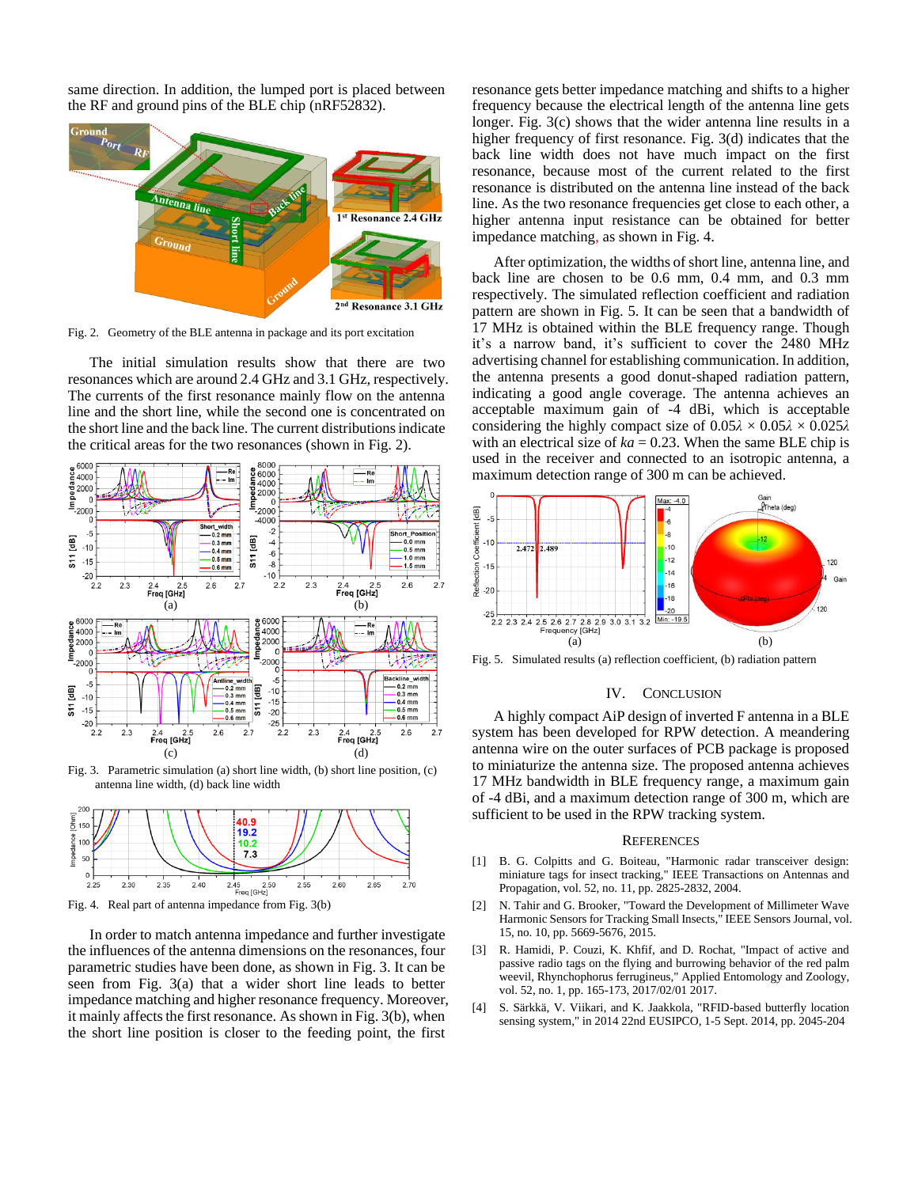same direction. In addition, the lumped port is placed between the RF and ground pins of the BLE chip (nRF52832).

Ground
Port
RF
Antenna line
Back line
Short line
Ground
Ground
1st Resonance 2.4 GHz
2nd Resonance 3.1 GHz

Fig. 2. Geometry of the BLE antenna in package and its port excitation

The initial simulation results show that there are two resonances which are around 2.4 GHz and 3.1 GHz, respectively. The currents of the first resonance mainly flow on the antenna line and the short line, while the second one is concentrated on the short line and the back line. The current distributions indicate the critical areas for the two resonances (shown in Fig. 2).

(a) Short_width: 0.2 mm, 0.3 mm, 0.4 mm, 0.5 mm, 0.6 mm
(b) Short_Position: 0.0 mm, 0.5 mm, 1.0 mm, 1.5 mm
(c) Antline_width: 0.2 mm, 0.3 mm, 0.4 mm, 0.5 mm, 0.6 mm
(d) Backline_width: 0.2 mm, 0.3 mm, 0.4 mm, 0.5 mm, 0.6 mm

Fig. 3. Parametric simulation (a) short line width, (b) short line position, (c) antenna line width, (d) back line width

Impedance [Ohm]
Freq [GHz]
40.9
19.2
10.2
7.3

Fig. 4. Real part of antenna impedance from Fig. 3(b)

In order to match antenna impedance and further investigate the influences of the antenna dimensions on the resonances, four parametric studies have been done, as shown in Fig. 3. It can be seen from Fig. 3(a) that a wider short line leads to better impedance matching and higher resonance frequency. Moreover, it mainly affects the first resonance. As shown in Fig. 3(b), when the short line position is closer to the feeding point, the first resonance gets better impedance matching and shifts to a higher frequency because the electrical length of the antenna line gets longer. Fig. 3(c) shows that the wider antenna line results in a higher frequency of first resonance. Fig. 3(d) indicates that the back line width does not have much impact on the first resonance, because most of the current related to the first resonance is distributed on the antenna line instead of the back line. As the two resonance frequencies get close to each other, a higher antenna input resistance can be obtained for better impedance matching, as shown in Fig. 4.

After optimization, the widths of short line, antenna line, and back line are chosen to be 0.6 mm, 0.4 mm, and 0.3 mm respectively. The simulated reflection coefficient and radiation pattern are shown in Fig. 5. It can be seen that a bandwidth of 17 MHz is obtained within the BLE frequency range. Though it's a narrow band, it's sufficient to cover the 2480 MHz advertising channel for establishing communication. In addition, the antenna presents a good donut-shaped radiation pattern, indicating a good angle coverage. The antenna achieves an acceptable maximum gain of -4 dBi, which is acceptable considering the highly compact size of $0.05\lambda \times 0.05\lambda \times 0.025\lambda$ with an electrical size of $ka = 0.23$. When the same BLE chip is used in the receiver and connected to an isotropic antenna, a maximum detection range of 300 m can be achieved.

Reflection Coefficient [dB]
2.472 2.489
Frequency [GHz]
Max: -4.0
Min: -19.5
(a)
(b)

Fig. 5. Simulated results (a) reflection coefficient, (b) radiation pattern

## IV. Conclusion

A highly compact AiP design of inverted F antenna in a BLE system has been developed for RPW detection. A meandering antenna wire on the outer surfaces of PCB package is proposed to miniaturize the antenna size. The proposed antenna achieves 17 MHz bandwidth in BLE frequency range, a maximum gain of -4 dBi, and a maximum detection range of 300 m, which are sufficient to be used in the RPW tracking system.

## References

[1] B. G. Colpitts and G. Boiteau, "Harmonic radar transceiver design: miniature tags for insect tracking," IEEE Transactions on Antennas and Propagation, vol. 52, no. 11, pp. 2825-2832, 2004.

[2] N. Tahir and G. Brooker, "Toward the Development of Millimeter Wave Harmonic Sensors for Tracking Small Insects," IEEE Sensors Journal, vol. 15, no. 10, pp. 5669-5676, 2015.

[3] R. Hamidi, P. Couzi, K. Khfif, and D. Rochat, "Impact of active and passive radio tags on the flying and burrowing behavior of the red palm weevil, Rhynchophorus ferrugineus," Applied Entomology and Zoology, vol. 52, no. 1, pp. 165-173, 2017/02/01 2017.

[4] S. Särkkä, V. Viikari, and K. Jaakkola, "RFID-based butterfly location sensing system," in 2014 22nd EUSIPCO, 1-5 Sept. 2014, pp. 2045-204